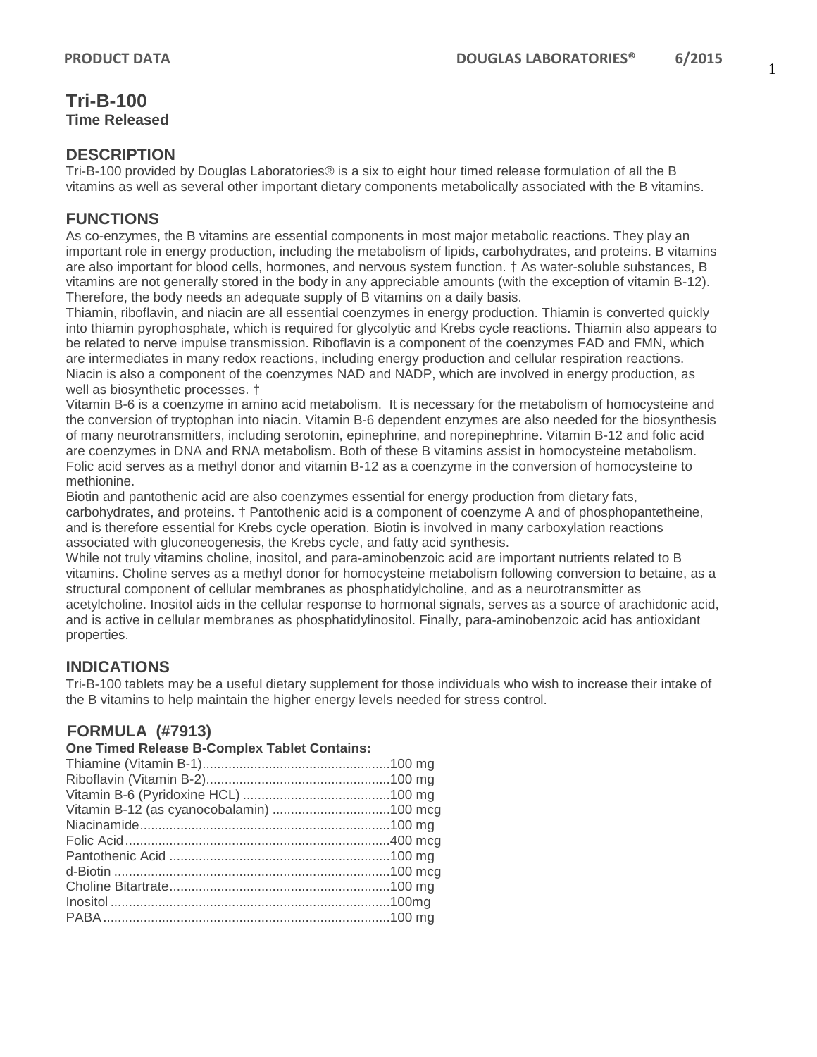# Tri-B-100

**Time Released**

## DESCRIPTION

Tri-B-100 provided by Douglas Laboratories® is a six to eight hour timed release formulation of all the B vitamins as well as several other important dietary components metabolically associated with the B vitamins.

## FUNCTIONS

As co-enzymes, the B vitamins are essential components in most major metabolic reactions. They play an important role in energy production, including the metabolism of lipids, carbohydrates, and proteins. B vitamins are also important for blood cells, hormones, and nervous system function. † As water-soluble substances, B vitamins are not generally stored in the body in any appreciable amounts (with the exception of vitamin B-12). Therefore, the body needs an adequate supply of B vitamins on a daily basis.

Thiamin, riboflavin, and niacin are all essential coenzymes in energy production. Thiamin is converted quickly into thiamin pyrophosphate, which is required for glycolytic and Krebs cycle reactions. Thiamin also appears to be related to nerve impulse transmission. Riboflavin is a component of the coenzymes FAD and FMN, which are intermediates in many redox reactions, including energy production and cellular respiration reactions. Niacin is also a component of the coenzymes NAD and NADP, which are involved in energy production, as well as biosynthetic processes. †

Vitamin B-6 is a coenzyme in amino acid metabolism. It is necessary for the metabolism of homocysteine and the conversion of tryptophan into niacin. Vitamin B-6 dependent enzymes are also needed for the biosynthesis of many neurotransmitters, including serotonin, epinephrine, and norepinephrine. Vitamin B-12 and folic acid are coenzymes in DNA and RNA metabolism. Both of these B vitamins assist in homocysteine metabolism. Folic acid serves as a methyl donor and vitamin B-12 as a coenzyme in the conversion of homocysteine to methionine.

Biotin and pantothenic acid are also coenzymes essential for energy production from dietary fats, carbohydrates, and proteins. † Pantothenic acid is a component of coenzyme A and of phosphopantetheine, and is therefore essential for Krebs cycle operation. Biotin is involved in many carboxylation reactions associated with gluconeogenesis, the Krebs cycle, and fatty acid synthesis.

While not truly vitamins choline, inositol, and para-aminobenzoic acid are important nutrients related to B vitamins. Choline serves as a methyl donor for homocysteine metabolism following conversion to betaine, as a structural component of cellular membranes as phosphatidylcholine, and as a neurotransmitter as acetylcholine. Inositol aids in the cellular response to hormonal signals, serves as a source of arachidonic acid, and is active in cellular membranes as phosphatidylinositol. Finally, para-aminobenzoic acid has antioxidant properties.

## INDICATIONS

Tri-B-100 tablets may be a useful dietary supplement for those individuals who wish to increase their intake of the B vitamins to help maintain the higher energy levels needed for stress control.

## FORMULA (#7913)

**One Timed Release B-Complex Tablet Contains:**

| Ingredient | Amount |
|---|---|
| Thiamine (Vitamin B-1) | 100 mg |
| Riboflavin (Vitamin B-2) | 100 mg |
| Vitamin B-6 (Pyridoxine HCL) | 100 mg |
| Vitamin B-12 (as cyanocobalamin) | 100 mcg |
| Niacinamide | 100 mg |
| Folic Acid | 400 mcg |
| Pantothenic Acid | 100 mg |
| d-Biotin | 100 mcg |
| Choline Bitartrate | 100 mg |
| Inositol | 100mg |
| PABA | 100 mg |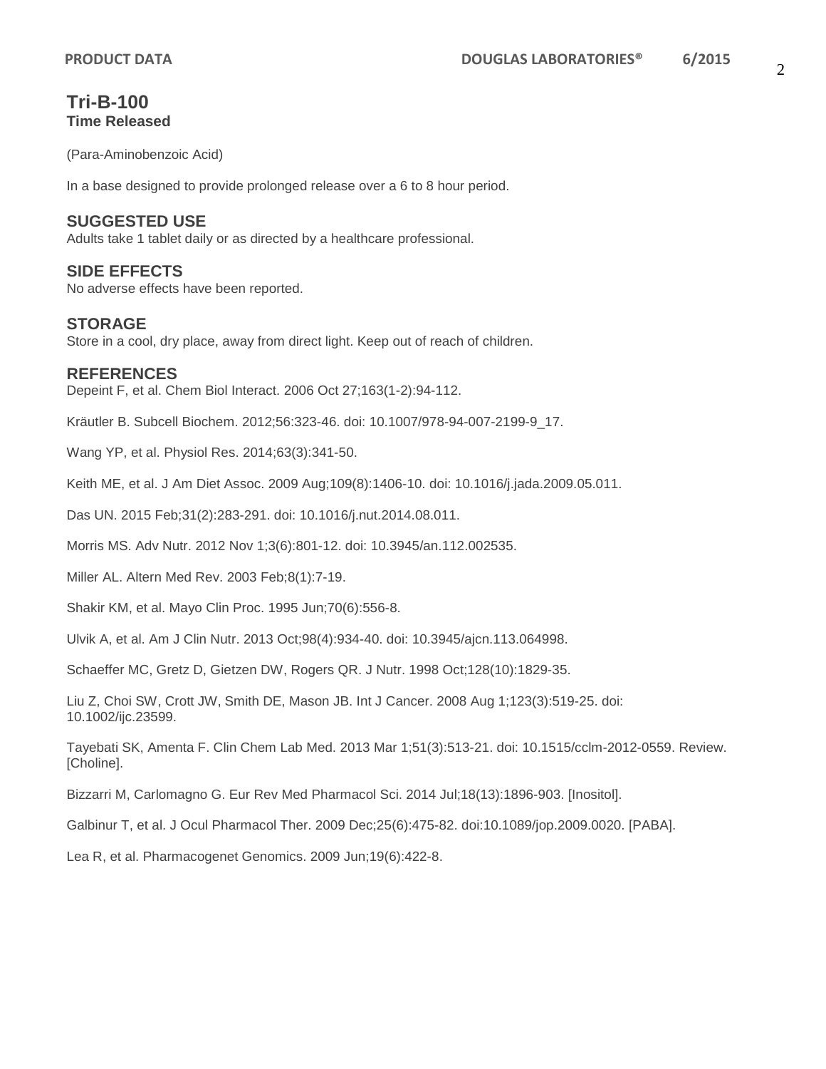# Tri-B-100

**Time Released**

(Para-Aminobenzoic Acid)

In a base designed to provide prolonged release over a 6 to 8 hour period.

## SUGGESTED USE

Adults take 1 tablet daily or as directed by a healthcare professional.

## SIDE EFFECTS

No adverse effects have been reported.

## STORAGE

Store in a cool, dry place, away from direct light. Keep out of reach of children.

## REFERENCES

Depeint F, et al. Chem Biol Interact. 2006 Oct 27;163(1-2):94-112.

Kräutler B. Subcell Biochem. 2012;56:323-46. doi: 10.1007/978-94-007-2199-9_17.

Wang YP, et al. Physiol Res. 2014;63(3):341-50.

Keith ME, et al. J Am Diet Assoc. 2009 Aug;109(8):1406-10. doi: 10.1016/j.jada.2009.05.011.

Das UN. 2015 Feb;31(2):283-291. doi: 10.1016/j.nut.2014.08.011.

Morris MS. Adv Nutr. 2012 Nov 1;3(6):801-12. doi: 10.3945/an.112.002535.

Miller AL. Altern Med Rev. 2003 Feb;8(1):7-19.

Shakir KM, et al. Mayo Clin Proc. 1995 Jun;70(6):556-8.

Ulvik A, et al. Am J Clin Nutr. 2013 Oct;98(4):934-40. doi: 10.3945/ajcn.113.064998.

Schaeffer MC, Gretz D, Gietzen DW, Rogers QR. J Nutr. 1998 Oct;128(10):1829-35.

Liu Z, Choi SW, Crott JW, Smith DE, Mason JB. Int J Cancer. 2008 Aug 1;123(3):519-25. doi: 10.1002/ijc.23599.

Tayebati SK, Amenta F. Clin Chem Lab Med. 2013 Mar 1;51(3):513-21. doi: 10.1515/cclm-2012-0559. Review. [Choline].

Bizzarri M, Carlomagno G. Eur Rev Med Pharmacol Sci. 2014 Jul;18(13):1896-903. [Inositol].

Galbinur T, et al. J Ocul Pharmacol Ther. 2009 Dec;25(6):475-82. doi:10.1089/jop.2009.0020. [PABA].

Lea R, et al. Pharmacogenet Genomics. 2009 Jun;19(6):422-8.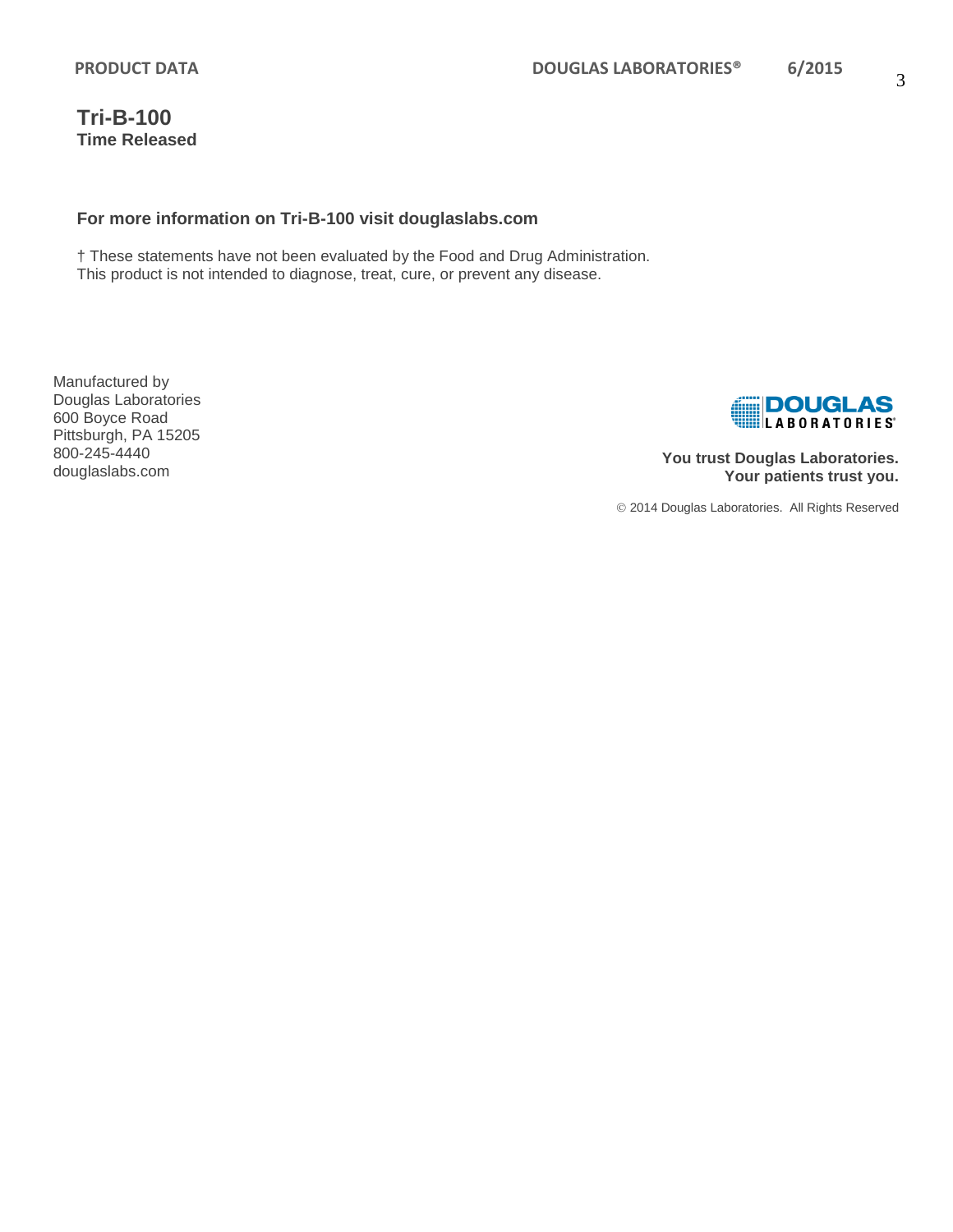# Tri-B-100

**Time Released**

**For more information on Tri-B-100 visit douglaslabs.com**

† These statements have not been evaluated by the Food and Drug Administration.
This product is not intended to diagnose, treat, cure, or prevent any disease.

Manufactured by
Douglas Laboratories
600 Boyce Road
Pittsburgh, PA 15205
800-245-4440
douglaslabs.com

**You trust Douglas Laboratories.**
**Your patients trust you.**

© 2014 Douglas Laboratories. All Rights Reserved